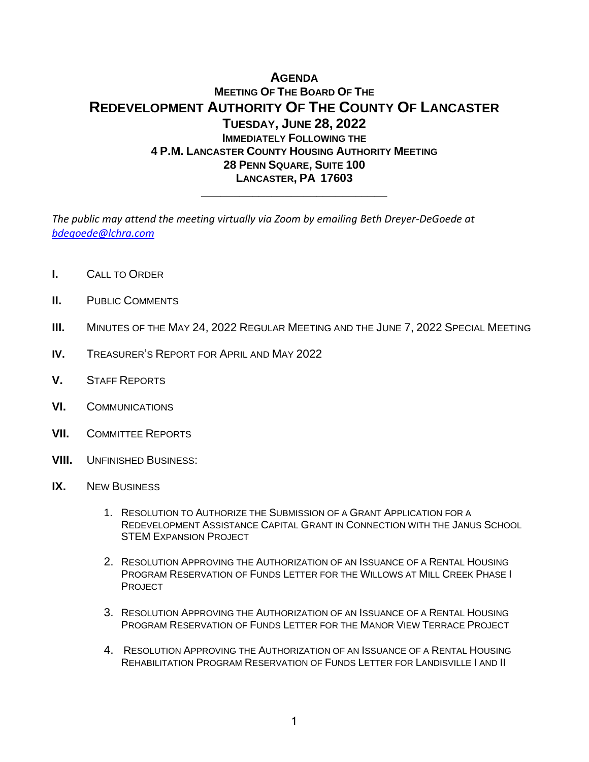# AGENDA

## MEETING OF THE BOARD OF THE

# REDEVELOPMENT AUTHORITY OF THE COUNTY OF LANCASTER

## TUESDAY, JUNE 28, 2022

**IMMEDIATELY FOLLOWING THE**
**4 P.M. LANCASTER COUNTY HOUSING AUTHORITY MEETING**
**28 PENN SQUARE, SUITE 100**
**LANCASTER, PA 17603**

---

*The public may attend the meeting virtually via Zoom by emailing Beth Dreyer-DeGoede at [bdegoede@lchra.com](mailto:bdegoede@lchra.com)*

**I.** CALL TO ORDER

**II.** PUBLIC COMMENTS

**III.** MINUTES OF THE MAY 24, 2022 REGULAR MEETING AND THE JUNE 7, 2022 SPECIAL MEETING

**IV.** TREASURER'S REPORT FOR APRIL AND MAY 2022

**V.** STAFF REPORTS

**VI.** COMMUNICATIONS

**VII.** COMMITTEE REPORTS

**VIII.** UNFINISHED BUSINESS:

**IX.** NEW BUSINESS

1. RESOLUTION TO AUTHORIZE THE SUBMISSION OF A GRANT APPLICATION FOR A REDEVELOPMENT ASSISTANCE CAPITAL GRANT IN CONNECTION WITH THE JANUS SCHOOL STEM EXPANSION PROJECT

2. RESOLUTION APPROVING THE AUTHORIZATION OF AN ISSUANCE OF A RENTAL HOUSING PROGRAM RESERVATION OF FUNDS LETTER FOR THE WILLOWS AT MILL CREEK PHASE I PROJECT

3. RESOLUTION APPROVING THE AUTHORIZATION OF AN ISSUANCE OF A RENTAL HOUSING PROGRAM RESERVATION OF FUNDS LETTER FOR THE MANOR VIEW TERRACE PROJECT

4. RESOLUTION APPROVING THE AUTHORIZATION OF AN ISSUANCE OF A RENTAL HOUSING REHABILITATION PROGRAM RESERVATION OF FUNDS LETTER FOR LANDISVILLE I AND II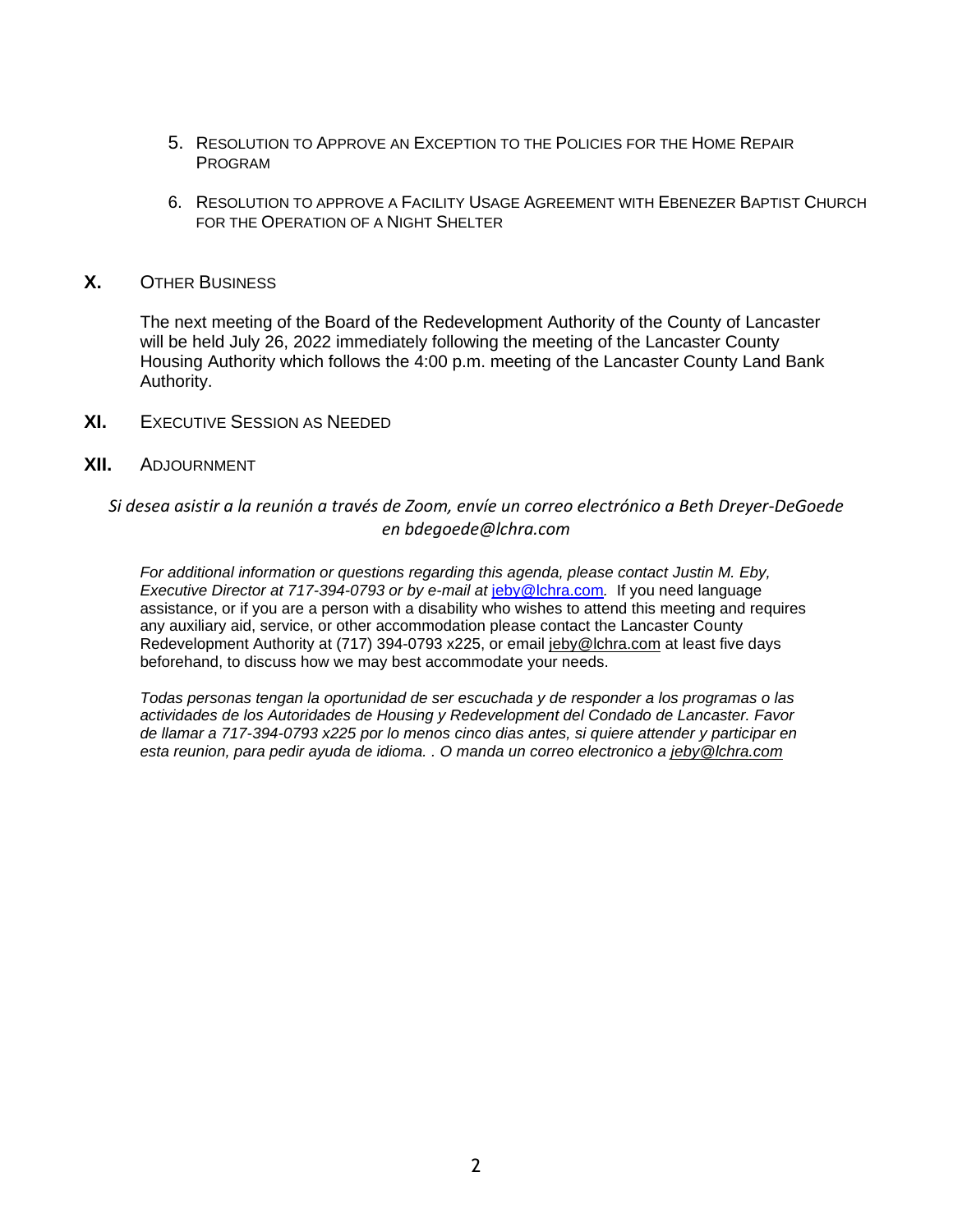5. Resolution to Approve an Exception to the Policies for the Home Repair Program

6. Resolution to approve a Facility Usage Agreement with Ebenezer Baptist Church for the Operation of a Night Shelter

**X.** Other Business

The next meeting of the Board of the Redevelopment Authority of the County of Lancaster will be held July 26, 2022 immediately following the meeting of the Lancaster County Housing Authority which follows the 4:00 p.m. meeting of the Lancaster County Land Bank Authority.

**XI.** Executive Session as Needed

**XII.** Adjournment

*Si desea asistir a la reunión a través de Zoom, envíe un correo electrónico a Beth Dreyer-DeGoede en bdegoede@lchra.com*

*For additional information or questions regarding this agenda, please contact Justin M. Eby, Executive Director at 717-394-0793 or by e-mail at* jeby@lchra.com*.* If you need language assistance, or if you are a person with a disability who wishes to attend this meeting and requires any auxiliary aid, service, or other accommodation please contact the Lancaster County Redevelopment Authority at (717) 394-0793 x225, or email jeby@lchra.com at least five days beforehand, to discuss how we may best accommodate your needs.

*Todas personas tengan la oportunidad de ser escuchada y de responder a los programas o las actividades de los Autoridades de Housing y Redevelopment del Condado de Lancaster. Favor de llamar a 717-394-0793 x225 por lo menos cinco dias antes, si quiere attender y participar en esta reunion, para pedir ayuda de idioma. . O manda un correo electronico a jeby@lchra.com*